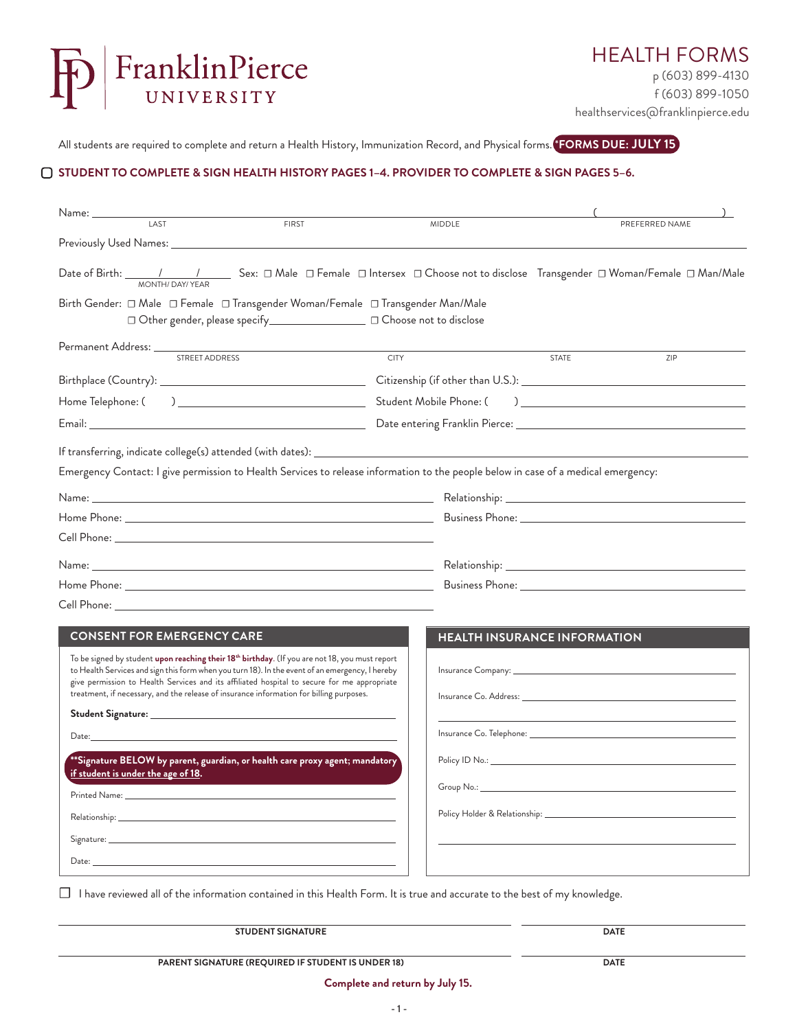# FranklinPierce UNIVERSITY

## HEALTH FORMS

p (603) 899-4130
f (603) 899-1050
healthservices@franklinpierce.edu

All students are required to complete and return a Health History, Immunization Record, and Physical forms. **\*FORMS DUE: JULY 15**

☐ **STUDENT TO COMPLETE & SIGN HEALTH HISTORY PAGES 1–4. PROVIDER TO COMPLETE & SIGN PAGES 5–6.**

Name: ______________________________________________ ( ____________ )
LAST FIRST MIDDLE PREFERRED NAME

Previously Used Names: ______________________________

Date of Birth: ____ / ____ / ____ (MONTH/ DAY/ YEAR) Sex: ☐ Male ☐ Female ☐ Intersex ☐ Choose not to disclose Transgender ☐ Woman/Female ☐ Man/Male

Birth Gender: ☐ Male ☐ Female ☐ Transgender Woman/Female ☐ Transgender Man/Male
☐ Other gender, please specify____________ ☐ Choose not to disclose

Permanent Address: ______________________________
STREET ADDRESS CITY STATE ZIP

Birthplace (Country): ______________ Citizenship (if other than U.S.): ______________

Home Telephone: ( ) ______________ Student Mobile Phone: ( ) ______________

Email: ______________ Date entering Franklin Pierce: ______________

If transferring, indicate college(s) attended (with dates): ______________________________

Emergency Contact: I give permission to Health Services to release information to the people below in case of a medical emergency:

Name: ______________ Relationship: ______________
Home Phone: ______________ Business Phone: ______________
Cell Phone: ______________

Name: ______________ Relationship: ______________
Home Phone: ______________ Business Phone: ______________
Cell Phone: ______________

### CONSENT FOR EMERGENCY CARE

To be signed by student **upon reaching their 18th birthday**. (If you are not 18, you must report to Health Services and sign this form when you turn 18). In the event of an emergency, I hereby give permission to Health Services and its affiliated hospital to secure for me appropriate treatment, if necessary, and the release of insurance information for billing purposes.

**Student Signature:** ______________

Date: ______________

**\*\*Signature BELOW by parent, guardian, or health care proxy agent; mandatory if student is under the age of 18.**

Printed Name: ______________

Relationship: ______________

Signature: ______________

Date: ______________

### HEALTH INSURANCE INFORMATION

Insurance Company: ______________

Insurance Co. Address: ______________

Insurance Co. Telephone: ______________

Policy ID No.: ______________

Group No.: ______________

Policy Holder & Relationship: ______________

☐ I have reviewed all of the information contained in this Health Form. It is true and accurate to the best of my knowledge.

______________________________ ______________
**STUDENT SIGNATURE** **DATE**

______________________________ ______________
**PARENT SIGNATURE (REQUIRED IF STUDENT IS UNDER 18)** **DATE**

**Complete and return by July 15.**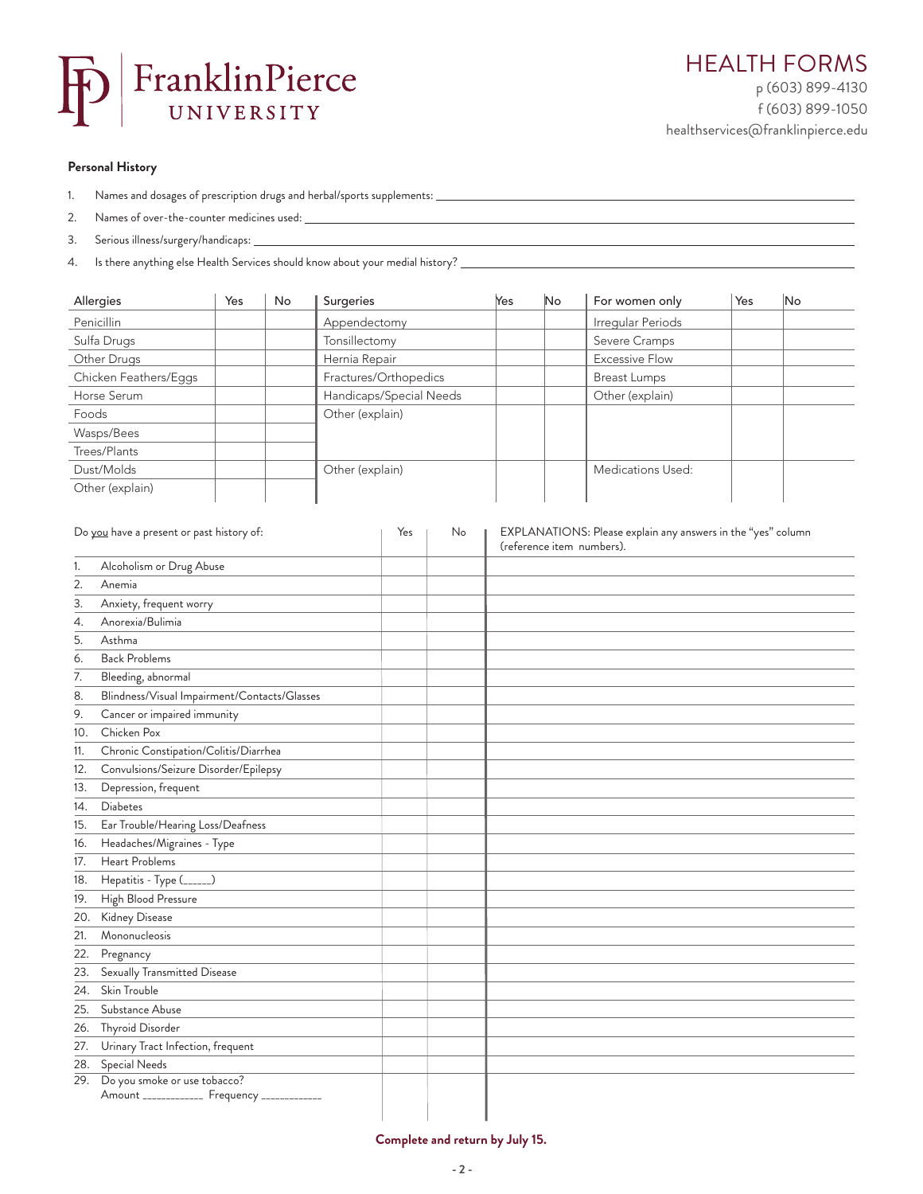# Franklin Pierce University

## HEALTH FORMS

p (603) 899-4130
f (603) 899-1050
healthservices@franklinpierce.edu

**Personal History**

1. Names and dosages of prescription drugs and herbal/sports supplements: ______________________
2. Names of over-the-counter medicines used: ______________________
3. Serious illness/surgery/handicaps: ______________________
4. Is there anything else Health Services should know about your medial history? ______________________

| Allergies | Yes | No | Surgeries | Yes | No | For women only | Yes | No |
|---|---|---|---|---|---|---|---|---|
| Penicillin | | | Appendectomy | | | Irregular Periods | | |
| Sulfa Drugs | | | Tonsillectomy | | | Severe Cramps | | |
| Other Drugs | | | Hernia Repair | | | Excessive Flow | | |
| Chicken Feathers/Eggs | | | Fractures/Orthopedics | | | Breast Lumps | | |
| Horse Serum | | | Handicaps/Special Needs | | | Other (explain) | | |
| Foods | | | Other (explain) | | | | | |
| Wasps/Bees | | | | | | | | |
| Trees/Plants | | | | | | | | |
| Dust/Molds | | | Other (explain) | | | Medications Used: | | |
| Other (explain) | | | | | | | | |

| Do you have a present or past history of: | Yes | No | EXPLANATIONS: Please explain any answers in the "yes" column (reference item numbers). |
|---|---|---|---|
| 1. Alcoholism or Drug Abuse | | | |
| 2. Anemia | | | |
| 3. Anxiety, frequent worry | | | |
| 4. Anorexia/Bulimia | | | |
| 5. Asthma | | | |
| 6. Back Problems | | | |
| 7. Bleeding, abnormal | | | |
| 8. Blindness/Visual Impairment/Contacts/Glasses | | | |
| 9. Cancer or impaired immunity | | | |
| 10. Chicken Pox | | | |
| 11. Chronic Constipation/Colitis/Diarrhea | | | |
| 12. Convulsions/Seizure Disorder/Epilepsy | | | |
| 13. Depression, frequent | | | |
| 14. Diabetes | | | |
| 15. Ear Trouble/Hearing Loss/Deafness | | | |
| 16. Headaches/Migraines - Type | | | |
| 17. Heart Problems | | | |
| 18. Hepatitis - Type (______) | | | |
| 19. High Blood Pressure | | | |
| 20. Kidney Disease | | | |
| 21. Mononucleosis | | | |
| 22. Pregnancy | | | |
| 23. Sexually Transmitted Disease | | | |
| 24. Skin Trouble | | | |
| 25. Substance Abuse | | | |
| 26. Thyroid Disorder | | | |
| 27. Urinary Tract Infection, frequent | | | |
| 28. Special Needs | | | |
| 29. Do you smoke or use tobacco? Amount ____________ Frequency ____________ | | | |

**Complete and return by July 15.**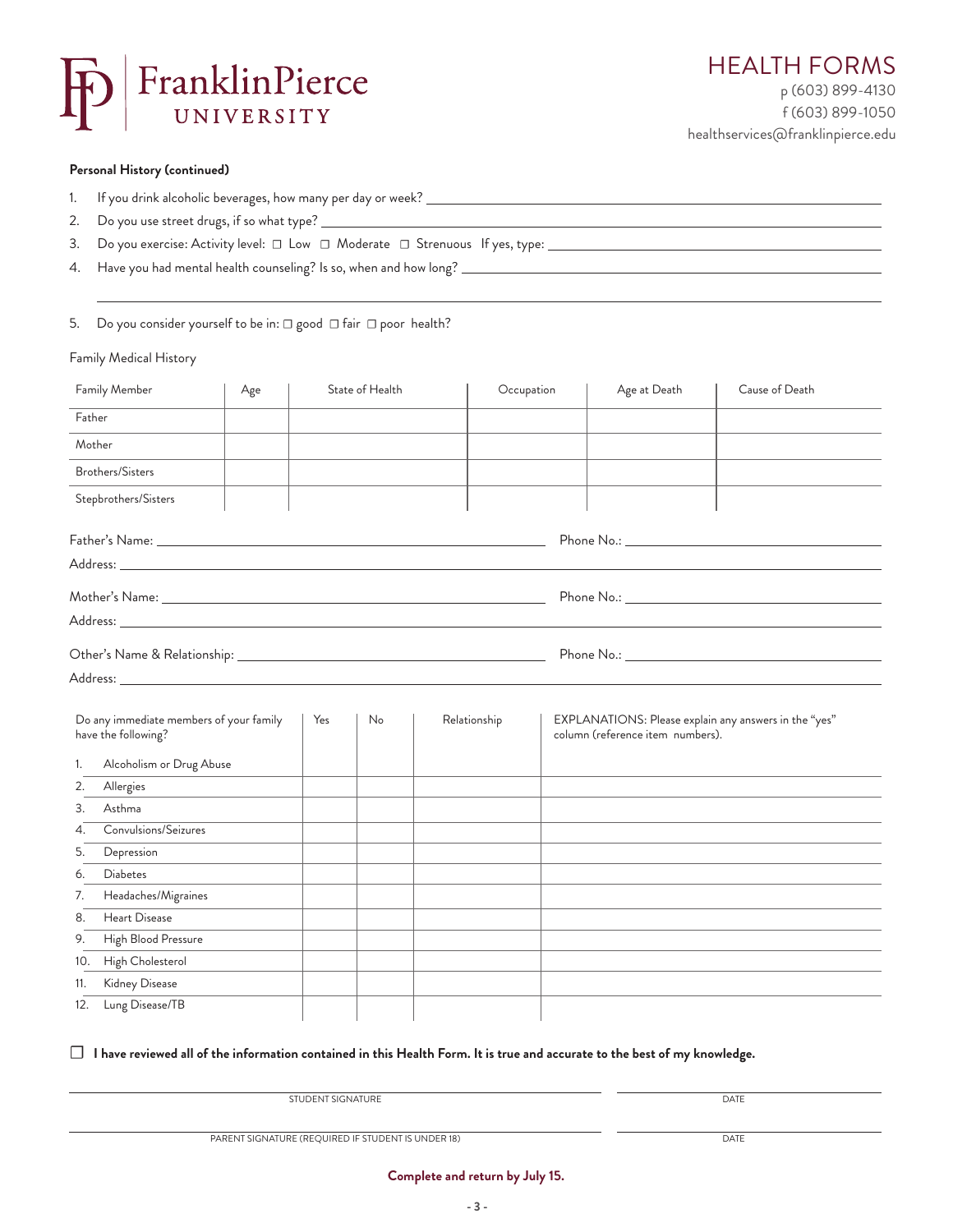FranklinPierce UNIVERSITY

# HEALTH FORMS

p (603) 899-4130
f (603) 899-1050
healthservices@franklinpierce.edu

**Personal History (continued)**

1. If you drink alcoholic beverages, how many per day or week? ______________________________
2. Do you use street drugs, if so what type? ______________________________
3. Do you exercise: Activity level: ☐ Low ☐ Moderate ☐ Strenuous If yes, type: ______________________________
4. Have you had mental health counseling? Is so, when and how long? ______________________________

______________________________

5. Do you consider yourself to be in: ☐ good ☐ fair ☐ poor health?

Family Medical History

| Family Member | Age | State of Health | Occupation | Age at Death | Cause of Death |
|---|---|---|---|---|---|
| Father | | | | | |
| Mother | | | | | |
| Brothers/Sisters | | | | | |
| Stepbrothers/Sisters | | | | | |

Father's Name: ______________________________ Phone No.: ______________________________

Address: ______________________________

Mother's Name: ______________________________ Phone No.: ______________________________

Address: ______________________________

Other's Name & Relationship: ______________________________ Phone No.: ______________________________

Address: ______________________________

| Do any immediate members of your family have the following? | Yes | No | Relationship | EXPLANATIONS: Please explain any answers in the "yes" column (reference item numbers). |
|---|---|---|---|---|
| 1. Alcoholism or Drug Abuse | | | | |
| 2. Allergies | | | | |
| 3. Asthma | | | | |
| 4. Convulsions/Seizures | | | | |
| 5. Depression | | | | |
| 6. Diabetes | | | | |
| 7. Headaches/Migraines | | | | |
| 8. Heart Disease | | | | |
| 9. High Blood Pressure | | | | |
| 10. High Cholesterol | | | | |
| 11. Kidney Disease | | | | |
| 12. Lung Disease/TB | | | | |

☐ **I have reviewed all of the information contained in this Health Form. It is true and accurate to the best of my knowledge.**

______________________________ STUDENT SIGNATURE ______________ DATE

______________________________ PARENT SIGNATURE (REQUIRED IF STUDENT IS UNDER 18) ______________ DATE

**Complete and return by July 15.**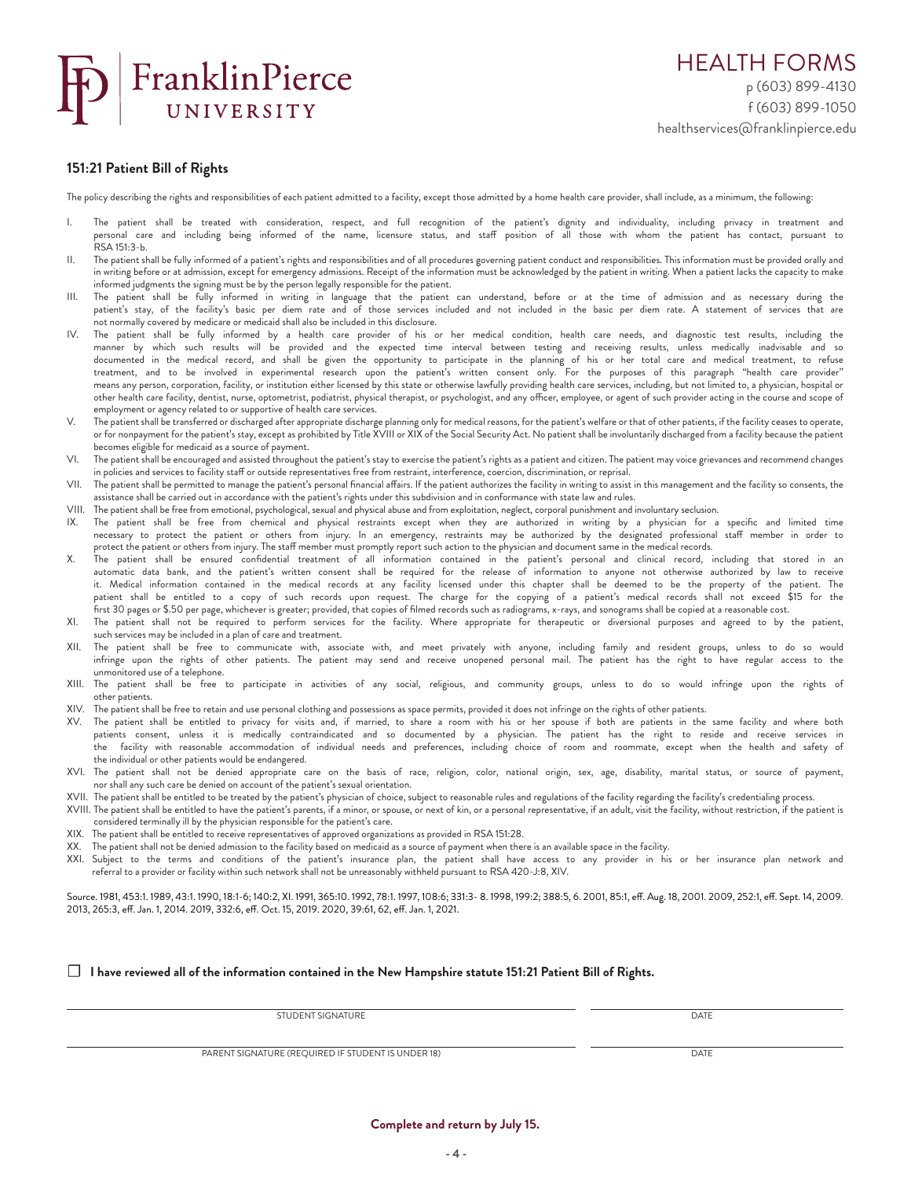FranklinPierce UNIVERSITY

# HEALTH FORMS

p (603) 899-4130
f (603) 899-1050
healthservices@franklinpierce.edu

## 151:21 Patient Bill of Rights

The policy describing the rights and responsibilities of each patient admitted to a facility, except those admitted by a home health care provider, shall include, as a minimum, the following:

I. The patient shall be treated with consideration, respect, and full recognition of the patient's dignity and individuality, including privacy in treatment and personal care and including being informed of the name, licensure status, and staff position of all those with whom the patient has contact, pursuant to RSA 151:3-b.

II. The patient shall be fully informed of a patient's rights and responsibilities and of all procedures governing patient conduct and responsibilities. This information must be provided orally and in writing before or at admission, except for emergency admissions. Receipt of the information must be acknowledged by the patient in writing. When a patient lacks the capacity to make informed judgments the signing must be by the person legally responsible for the patient.

III. The patient shall be fully informed in writing in language that the patient can understand, before or at the time of admission and as necessary during the patient's stay, of the facility's basic per diem rate and of those services included and not included in the basic per diem rate. A statement of services that are not normally covered by medicare or medicaid shall also be included in this disclosure.

IV. The patient shall be fully informed by a health care provider of his or her medical condition, health care needs, and diagnostic test results, including the manner by which such results will be provided and the expected time interval between testing and receiving results, unless medically inadvisable and so documented in the medical record, and shall be given the opportunity to participate in the planning of his or her total care and medical treatment, to refuse treatment, and to be involved in experimental research upon the patient's written consent only. For the purposes of this paragraph "health care provider" means any person, corporation, facility, or institution either licensed by this state or otherwise lawfully providing health care services, including, but not limited to, a physician, hospital or other health care facility, dentist, nurse, optometrist, podiatrist, physical therapist, or psychologist, and any officer, employee, or agent of such provider acting in the course and scope of employment or agency related to or supportive of health care services.

V. The patient shall be transferred or discharged after appropriate discharge planning only for medical reasons, for the patient's welfare or that of other patients, if the facility ceases to operate, or for nonpayment for the patient's stay, except as prohibited by Title XVIII or XIX of the Social Security Act. No patient shall be involuntarily discharged from a facility because the patient becomes eligible for medicaid as a source of payment.

VI. The patient shall be encouraged and assisted throughout the patient's stay to exercise the patient's rights as a patient and citizen. The patient may voice grievances and recommend changes in policies and services to facility staff or outside representatives free from restraint, interference, coercion, discrimination, or reprisal.

VII. The patient shall be permitted to manage the patient's personal financial affairs. If the patient authorizes the facility in writing to assist in this management and the facility so consents, the assistance shall be carried out in accordance with the patient's rights under this subdivision and in conformance with state law and rules.

VIII. The patient shall be free from emotional, psychological, sexual and physical abuse and from exploitation, neglect, corporal punishment and involuntary seclusion.

IX. The patient shall be free from chemical and physical restraints except when they are authorized in writing by a physician for a specific and limited time necessary to protect the patient or others from injury. In an emergency, restraints may be authorized by the designated professional staff member in order to protect the patient or others from injury. The staff member must promptly report such action to the physician and document same in the medical records.

X. The patient shall be ensured confidential treatment of all information contained in the patient's personal and clinical record, including that stored in an automatic data bank, and the patient's written consent shall be required for the release of information to anyone not otherwise authorized by law to receive it. Medical information contained in the medical records at any facility licensed under this chapter shall be deemed to be the property of the patient. The patient shall be entitled to a copy of such records upon request. The charge for the copying of a patient's medical records shall not exceed $15 for the first 30 pages or $.50 per page, whichever is greater; provided, that copies of filmed records such as radiograms, x-rays, and sonograms shall be copied at a reasonable cost.

XI. The patient shall not be required to perform services for the facility. Where appropriate for therapeutic or diversional purposes and agreed to by the patient, such services may be included in a plan of care and treatment.

XII. The patient shall be free to communicate with, associate with, and meet privately with anyone, including family and resident groups, unless to do so would infringe upon the rights of other patients. The patient may send and receive unopened personal mail. The patient has the right to have regular access to the unmonitored use of a telephone.

XIII. The patient shall be free to participate in activities of any social, religious, and community groups, unless to do so would infringe upon the rights of other patients.

XIV. The patient shall be free to retain and use personal clothing and possessions as space permits, provided it does not infringe on the rights of other patients.

XV. The patient shall be entitled to privacy for visits and, if married, to share a room with his or her spouse if both are patients in the same facility and where both patients consent, unless it is medically contraindicated and so documented by a physician. The patient has the right to reside and receive services in the facility with reasonable accommodation of individual needs and preferences, including choice of room and roommate, except when the health and safety of the individual or other patients would be endangered.

XVI. The patient shall not be denied appropriate care on the basis of race, religion, color, national origin, sex, age, disability, marital status, or source of payment, nor shall any such care be denied on account of the patient's sexual orientation.

XVII. The patient shall be entitled to be treated by the patient's physician of choice, subject to reasonable rules and regulations of the facility regarding the facility's credentialing process.

XVIII. The patient shall be entitled to have the patient's parents, if a minor, or spouse, or next of kin, or a personal representative, if an adult, visit the facility, without restriction, if the patient is considered terminally ill by the physician responsible for the patient's care.

XIX. The patient shall be entitled to receive representatives of approved organizations as provided in RSA 151:28.

XX. The patient shall not be denied admission to the facility based on medicaid as a source of payment when there is an available space in the facility.

XXI. Subject to the terms and conditions of the patient's insurance plan, the patient shall have access to any provider in his or her insurance plan network and referral to a provider or facility within such network shall not be unreasonably withheld pursuant to RSA 420-J:8, XIV.

Source. 1981, 453:1. 1989, 43:1. 1990, 18:1-6; 140:2, XI. 1991, 365:10. 1992, 78:1. 1997, 108:6; 331:3- 8. 1998, 199:2; 388:5, 6. 2001, 85:1, eff. Aug. 18, 2001. 2009, 252:1, eff. Sept. 14, 2009. 2013, 265:3, eff. Jan. 1, 2014. 2019, 332:6, eff. Oct. 15, 2019. 2020, 39:61, 62, eff. Jan. 1, 2021.

☐ **I have reviewed all of the information contained in the New Hampshire statute 151:21 Patient Bill of Rights.**

______________________________________ ______________
STUDENT SIGNATURE DATE

______________________________________ ______________
PARENT SIGNATURE (REQUIRED IF STUDENT IS UNDER 18) DATE

**Complete and return by July 15.**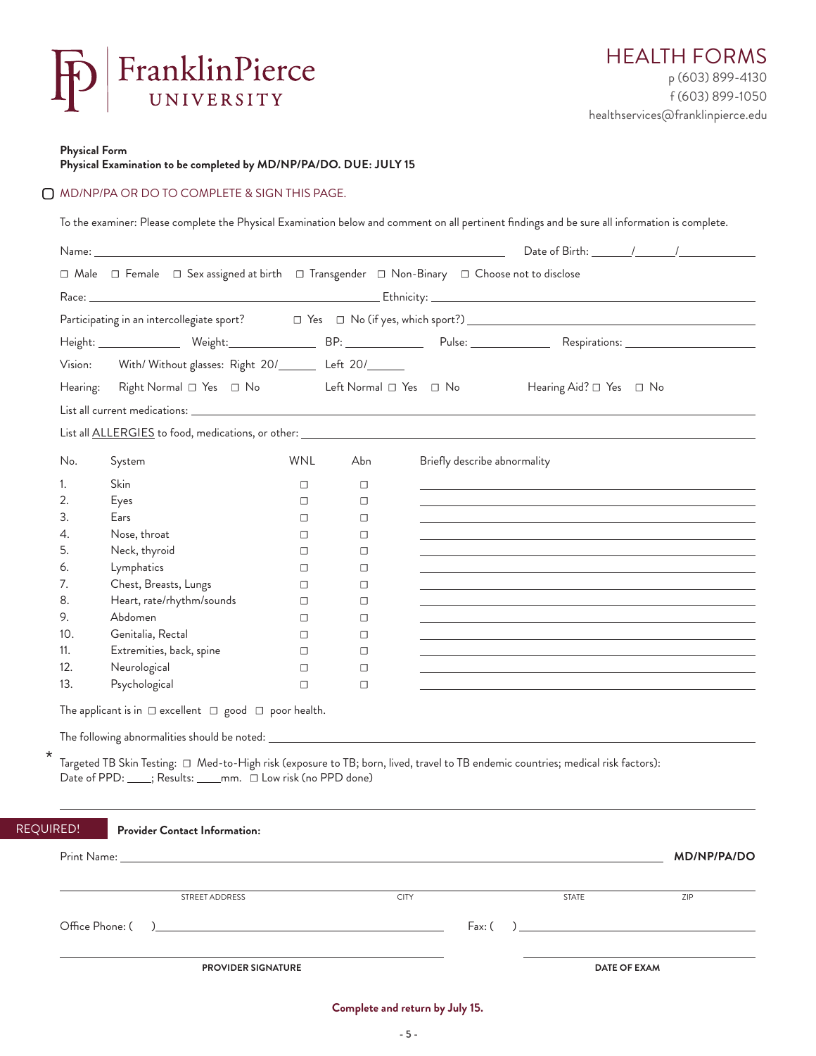# FranklinPierce UNIVERSITY

## HEALTH FORMS

p (603) 899-4130
f (603) 899-1050
healthservices@franklinpierce.edu

**Physical Form**
**Physical Examination to be completed by MD/NP/PA/DO. DUE: JULY 15**

☐ MD/NP/PA OR DO TO COMPLETE & SIGN THIS PAGE.

To the examiner: Please complete the Physical Examination below and comment on all pertinent findings and be sure all information is complete.

Name: ______________________________ Date of Birth: ____/____/________

☐ Male ☐ Female ☐ Sex assigned at birth ☐ Transgender ☐ Non-Binary ☐ Choose not to disclose

Race: ______________________________ Ethnicity: ______________________________

Participating in an intercollegiate sport? ☐ Yes ☐ No (if yes, which sport?) ______________________________

Height: __________ Weight: __________ BP: __________ Pulse: __________ Respirations: __________

Vision: With/ Without glasses: Right 20/______ Left 20/______

Hearing: Right Normal ☐ Yes ☐ No Left Normal ☐ Yes ☐ No Hearing Aid? ☐ Yes ☐ No

List all current medications: ______________________________

List all ALLERGIES to food, medications, or other: ______________________________

| No. | System | WNL | Abn | Briefly describe abnormality |
|---|---|---|---|---|
| 1. | Skin | ☐ | ☐ | |
| 2. | Eyes | ☐ | ☐ | |
| 3. | Ears | ☐ | ☐ | |
| 4. | Nose, throat | ☐ | ☐ | |
| 5. | Neck, thyroid | ☐ | ☐ | |
| 6. | Lymphatics | ☐ | ☐ | |
| 7. | Chest, Breasts, Lungs | ☐ | ☐ | |
| 8. | Heart, rate/rhythm/sounds | ☐ | ☐ | |
| 9. | Abdomen | ☐ | ☐ | |
| 10. | Genitalia, Rectal | ☐ | ☐ | |
| 11. | Extremities, back, spine | ☐ | ☐ | |
| 12. | Neurological | ☐ | ☐ | |
| 13. | Psychological | ☐ | ☐ | |

The applicant is in ☐ excellent ☐ good ☐ poor health.

The following abnormalities should be noted: ______________________________

* Targeted TB Skin Testing: ☐ Med-to-High risk (exposure to TB; born, lived, travel to TB endemic countries; medical risk factors):
Date of PPD: ____; Results: ____mm. ☐ Low risk (no PPD done)

______________________________

REQUIRED! **Provider Contact Information:**

Print Name: ______________________________ **MD/NP/PA/DO**

______________________________
STREET ADDRESS CITY STATE ZIP

Office Phone: ( ) ______________________________ Fax: ( ) ______________________________

______________________________ ______________________________
**PROVIDER SIGNATURE** **DATE OF EXAM**

**Complete and return by July 15.**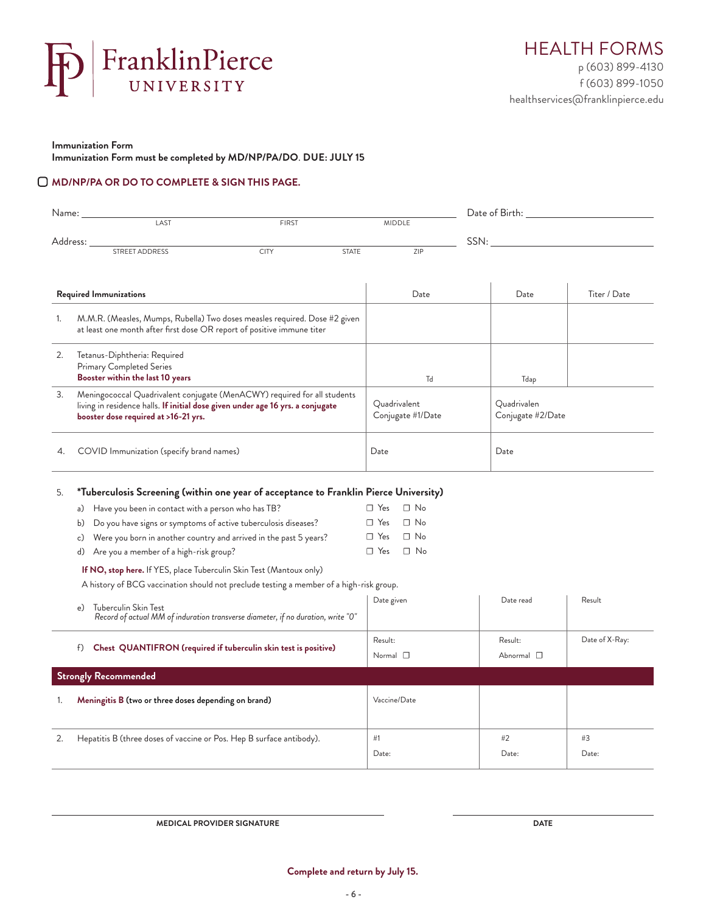FranklinPierce UNIVERSITY

# HEALTH FORMS

p (603) 899-4130
f (603) 899-1050
healthservices@franklinpierce.edu

**Immunization Form**
**Immunization Form must be completed by MD/NP/PA/DO. DUE: JULY 15**

☐ **MD/NP/PA OR DO TO COMPLETE & SIGN THIS PAGE.**

Name: ______________________________ Date of Birth: ______________
LAST FIRST MIDDLE

Address: ______________________________ SSN: ______________
STREET ADDRESS CITY STATE ZIP

| Required Immunizations | Date | Date | Titer / Date |
|---|---|---|---|
| 1. M.M.R. (Measles, Mumps, Rubella) Two doses measles required. Dose #2 given at least one month after first dose OR report of positive immune titer | | | |
| 2. Tetanus-Diphtheria: Required<br>Primary Completed Series<br>**Booster within the last 10 years** | Td | Tdap | |
| 3. Meningococcal Quadrivalent conjugate (MenACWY) required for all students living in residence halls. **If initial dose given under age 16 yrs. a conjugate booster dose required at >16-21 yrs.** | Quadrivalent Conjugate #1/Date | Quadrivalen Conjugate #2/Date | |
| 4. COVID Immunization (specify brand names) | Date | Date | |

5. **\*Tuberculosis Screening (within one year of acceptance to Franklin Pierce University)**

a) Have you been in contact with a person who has TB? ☐ Yes ☐ No
b) Do you have signs or symptoms of active tuberculosis diseases? ☐ Yes ☐ No
c) Were you born in another country and arrived in the past 5 years? ☐ Yes ☐ No
d) Are you a member of a high-risk group? ☐ Yes ☐ No

**If NO, stop here.** If YES, place Tuberculin Skin Test (Mantoux only)

A history of BCG vaccination should not preclude testing a member of a high-risk group.

| | | | |
|---|---|---|---|
| e) Tuberculin Skin Test<br>*Record of actual MM of induration transverse diameter, if no duration, write "0"* | Date given | Date read | Result |
| f) **Chest QUANTIFRON (required if tuberculin skin test is positive)** | Result:<br>Normal ☐ | Result:<br>Abnormal ☐ | Date of X-Ray: |

| Strongly Recommended | | | |
|---|---|---|---|
| 1. **Meningitis B** (two or three doses depending on brand) | Vaccine/Date | | |
| 2. Hepatitis B (three doses of vaccine or Pos. Hep B surface antibody). | #1<br>Date: | #2<br>Date: | #3<br>Date: |

______________________________ ______________
**MEDICAL PROVIDER SIGNATURE** **DATE**

**Complete and return by July 15.**